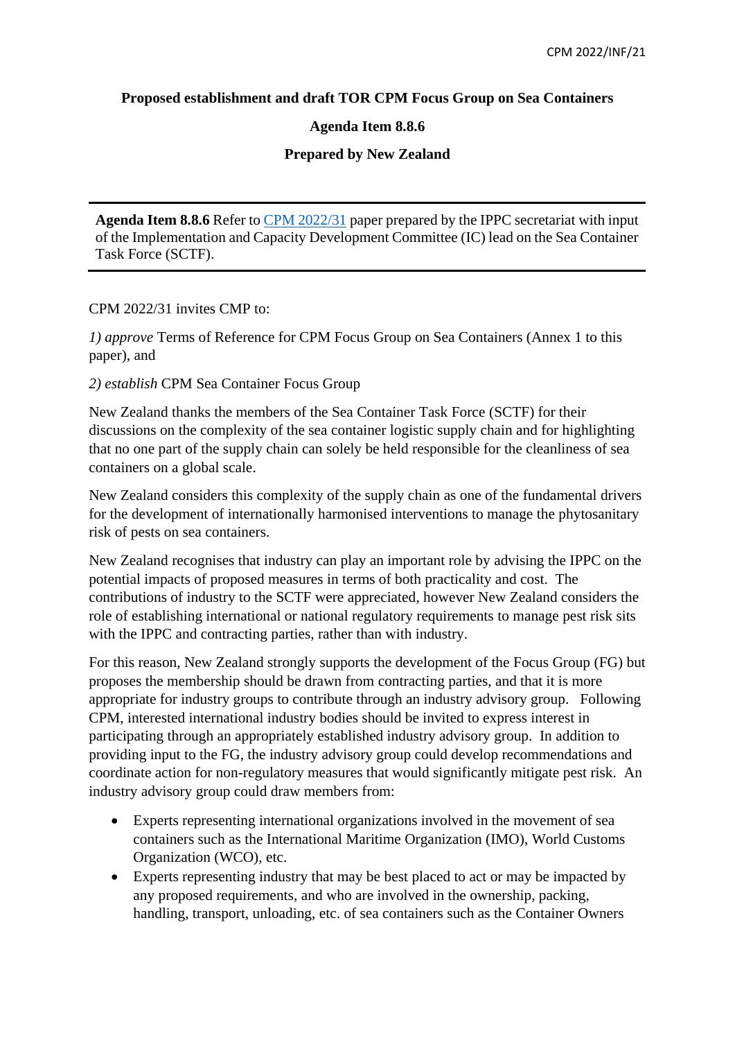**Proposed establishment and draft TOR CPM Focus Group on Sea Containers**

**Agenda Item 8.8.6**

**Prepared by New Zealand**

---

**Agenda Item 8.8.6** Refer to CPM 2022/31 paper prepared by the IPPC secretariat with input of the Implementation and Capacity Development Committee (IC) lead on the Sea Container Task Force (SCTF).

---

CPM 2022/31 invites CMP to:

*1) approve* Terms of Reference for CPM Focus Group on Sea Containers (Annex 1 to this paper), and

*2) establish* CPM Sea Container Focus Group

New Zealand thanks the members of the Sea Container Task Force (SCTF) for their discussions on the complexity of the sea container logistic supply chain and for highlighting that no one part of the supply chain can solely be held responsible for the cleanliness of sea containers on a global scale.

New Zealand considers this complexity of the supply chain as one of the fundamental drivers for the development of internationally harmonised interventions to manage the phytosanitary risk of pests on sea containers.

New Zealand recognises that industry can play an important role by advising the IPPC on the potential impacts of proposed measures in terms of both practicality and cost. The contributions of industry to the SCTF were appreciated, however New Zealand considers the role of establishing international or national regulatory requirements to manage pest risk sits with the IPPC and contracting parties, rather than with industry.

For this reason, New Zealand strongly supports the development of the Focus Group (FG) but proposes the membership should be drawn from contracting parties, and that it is more appropriate for industry groups to contribute through an industry advisory group. Following CPM, interested international industry bodies should be invited to express interest in participating through an appropriately established industry advisory group. In addition to providing input to the FG, the industry advisory group could develop recommendations and coordinate action for non-regulatory measures that would significantly mitigate pest risk. An industry advisory group could draw members from:

- Experts representing international organizations involved in the movement of sea containers such as the International Maritime Organization (IMO), World Customs Organization (WCO), etc.
- Experts representing industry that may be best placed to act or may be impacted by any proposed requirements, and who are involved in the ownership, packing, handling, transport, unloading, etc. of sea containers such as the Container Owners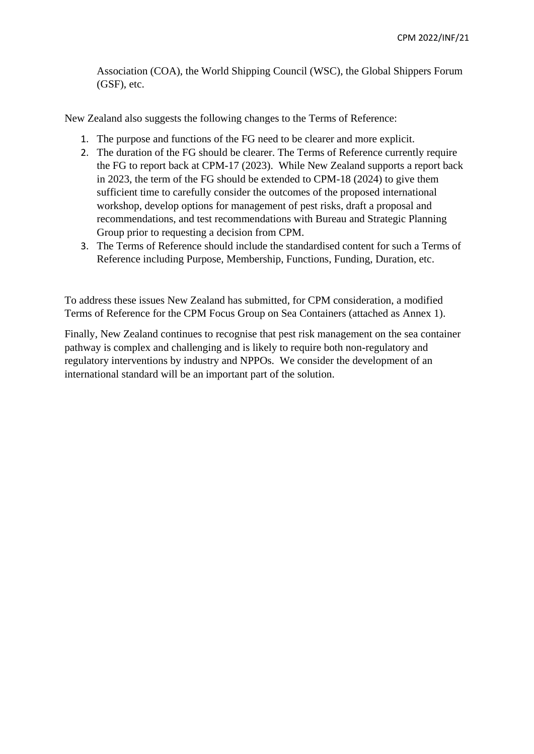Association (COA), the World Shipping Council (WSC), the Global Shippers Forum (GSF), etc.

New Zealand also suggests the following changes to the Terms of Reference:

1. The purpose and functions of the FG need to be clearer and more explicit.
2. The duration of the FG should be clearer. The Terms of Reference currently require the FG to report back at CPM-17 (2023). While New Zealand supports a report back in 2023, the term of the FG should be extended to CPM-18 (2024) to give them sufficient time to carefully consider the outcomes of the proposed international workshop, develop options for management of pest risks, draft a proposal and recommendations, and test recommendations with Bureau and Strategic Planning Group prior to requesting a decision from CPM.
3. The Terms of Reference should include the standardised content for such a Terms of Reference including Purpose, Membership, Functions, Funding, Duration, etc.

To address these issues New Zealand has submitted, for CPM consideration, a modified Terms of Reference for the CPM Focus Group on Sea Containers (attached as Annex 1).

Finally, New Zealand continues to recognise that pest risk management on the sea container pathway is complex and challenging and is likely to require both non-regulatory and regulatory interventions by industry and NPPOs. We consider the development of an international standard will be an important part of the solution.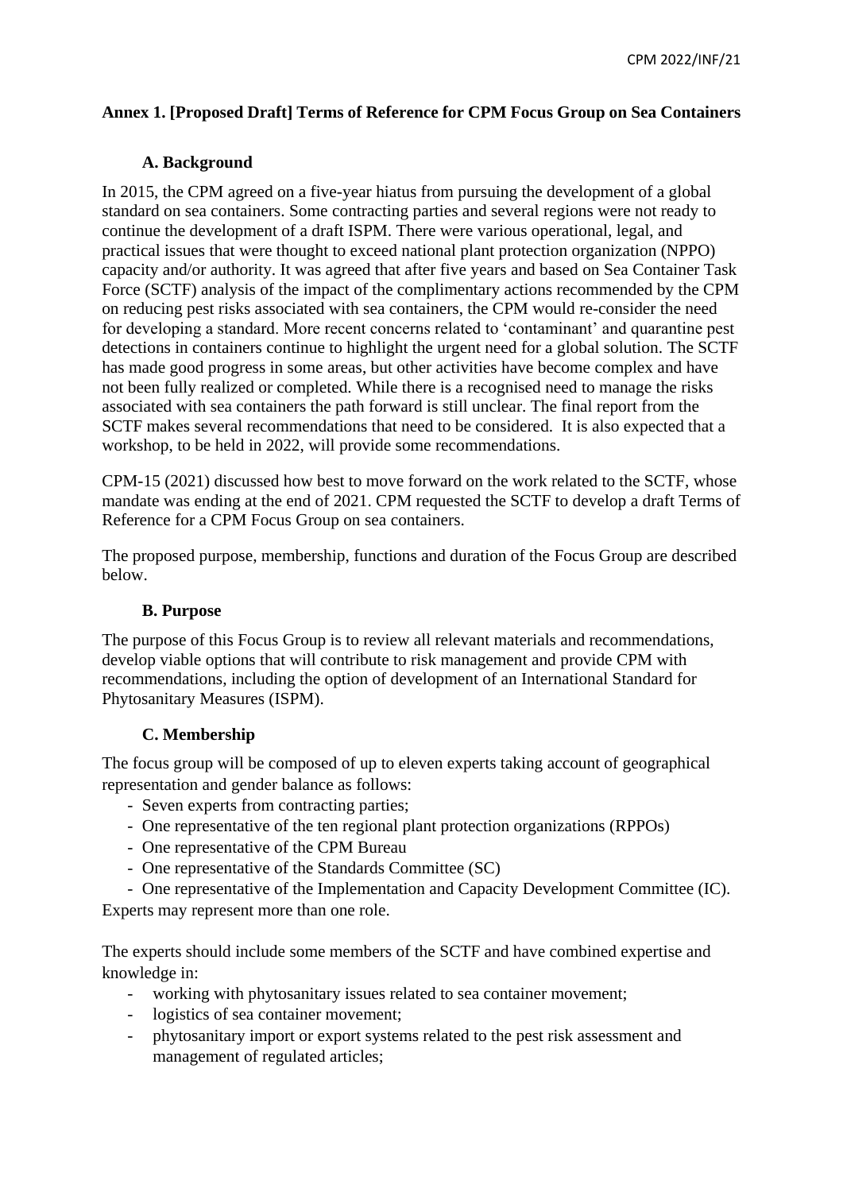**Annex 1. [Proposed Draft] Terms of Reference for CPM Focus Group on Sea Containers**

**A. Background**

In 2015, the CPM agreed on a five-year hiatus from pursuing the development of a global standard on sea containers. Some contracting parties and several regions were not ready to continue the development of a draft ISPM. There were various operational, legal, and practical issues that were thought to exceed national plant protection organization (NPPO) capacity and/or authority. It was agreed that after five years and based on Sea Container Task Force (SCTF) analysis of the impact of the complimentary actions recommended by the CPM on reducing pest risks associated with sea containers, the CPM would re-consider the need for developing a standard. More recent concerns related to 'contaminant' and quarantine pest detections in containers continue to highlight the urgent need for a global solution. The SCTF has made good progress in some areas, but other activities have become complex and have not been fully realized or completed. While there is a recognised need to manage the risks associated with sea containers the path forward is still unclear. The final report from the SCTF makes several recommendations that need to be considered. It is also expected that a workshop, to be held in 2022, will provide some recommendations.

CPM-15 (2021) discussed how best to move forward on the work related to the SCTF, whose mandate was ending at the end of 2021. CPM requested the SCTF to develop a draft Terms of Reference for a CPM Focus Group on sea containers.

The proposed purpose, membership, functions and duration of the Focus Group are described below.

**B. Purpose**

The purpose of this Focus Group is to review all relevant materials and recommendations, develop viable options that will contribute to risk management and provide CPM with recommendations, including the option of development of an International Standard for Phytosanitary Measures (ISPM).

**C. Membership**

The focus group will be composed of up to eleven experts taking account of geographical representation and gender balance as follows:

- Seven experts from contracting parties;
- One representative of the ten regional plant protection organizations (RPPOs)
- One representative of the CPM Bureau
- One representative of the Standards Committee (SC)
- One representative of the Implementation and Capacity Development Committee (IC).

Experts may represent more than one role.

The experts should include some members of the SCTF and have combined expertise and knowledge in:

- working with phytosanitary issues related to sea container movement;
- logistics of sea container movement;
- phytosanitary import or export systems related to the pest risk assessment and management of regulated articles;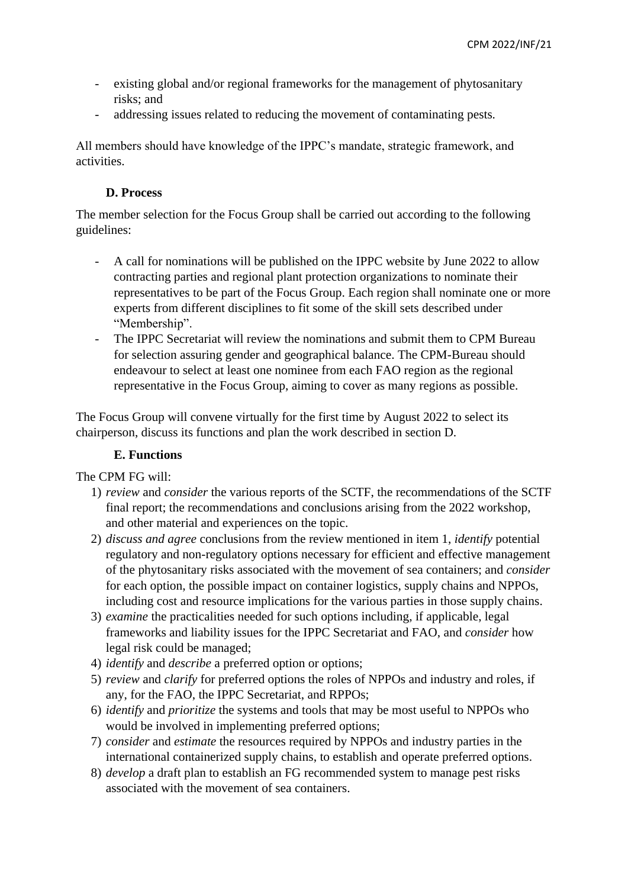- existing global and/or regional frameworks for the management of phytosanitary risks; and
- addressing issues related to reducing the movement of contaminating pests.

All members should have knowledge of the IPPC's mandate, strategic framework, and activities.

### D. Process

The member selection for the Focus Group shall be carried out according to the following guidelines:

- A call for nominations will be published on the IPPC website by June 2022 to allow contracting parties and regional plant protection organizations to nominate their representatives to be part of the Focus Group. Each region shall nominate one or more experts from different disciplines to fit some of the skill sets described under "Membership".
- The IPPC Secretariat will review the nominations and submit them to CPM Bureau for selection assuring gender and geographical balance. The CPM-Bureau should endeavour to select at least one nominee from each FAO region as the regional representative in the Focus Group, aiming to cover as many regions as possible.

The Focus Group will convene virtually for the first time by August 2022 to select its chairperson, discuss its functions and plan the work described in section D.

### E. Functions

The CPM FG will:

1) *review* and *consider* the various reports of the SCTF, the recommendations of the SCTF final report; the recommendations and conclusions arising from the 2022 workshop, and other material and experiences on the topic.
2) *discuss and agree* conclusions from the review mentioned in item 1, *identify* potential regulatory and non-regulatory options necessary for efficient and effective management of the phytosanitary risks associated with the movement of sea containers; and *consider* for each option, the possible impact on container logistics, supply chains and NPPOs, including cost and resource implications for the various parties in those supply chains.
3) *examine* the practicalities needed for such options including, if applicable, legal frameworks and liability issues for the IPPC Secretariat and FAO, and *consider* how legal risk could be managed;
4) *identify* and *describe* a preferred option or options;
5) *review* and *clarify* for preferred options the roles of NPPOs and industry and roles, if any, for the FAO, the IPPC Secretariat, and RPPOs;
6) *identify* and *prioritize* the systems and tools that may be most useful to NPPOs who would be involved in implementing preferred options;
7) *consider* and *estimate* the resources required by NPPOs and industry parties in the international containerized supply chains, to establish and operate preferred options.
8) *develop* a draft plan to establish an FG recommended system to manage pest risks associated with the movement of sea containers.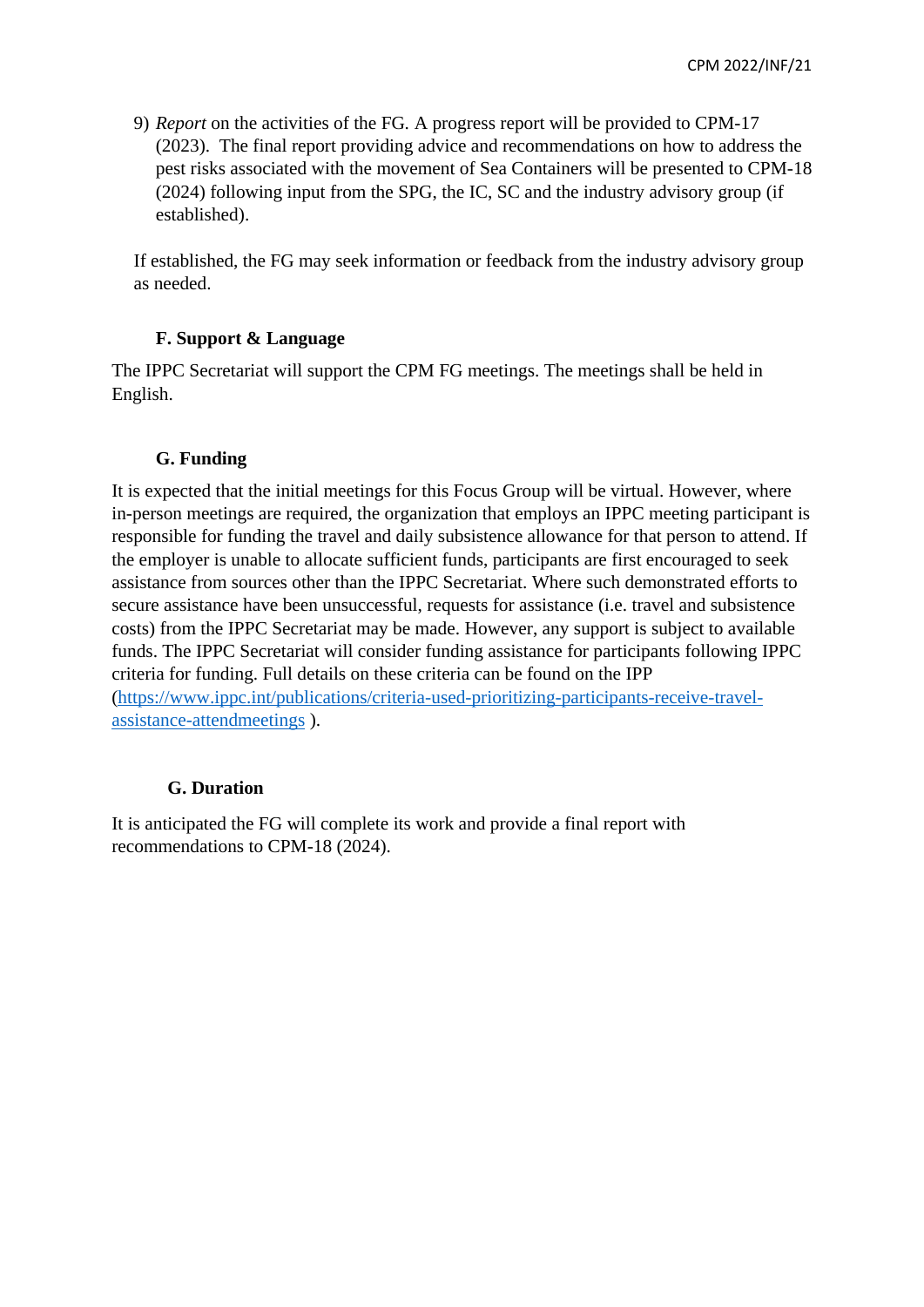9) *Report* on the activities of the FG. A progress report will be provided to CPM-17 (2023). The final report providing advice and recommendations on how to address the pest risks associated with the movement of Sea Containers will be presented to CPM-18 (2024) following input from the SPG, the IC, SC and the industry advisory group (if established).

If established, the FG may seek information or feedback from the industry advisory group as needed.

### F. Support & Language

The IPPC Secretariat will support the CPM FG meetings. The meetings shall be held in English.

### G. Funding

It is expected that the initial meetings for this Focus Group will be virtual. However, where in-person meetings are required, the organization that employs an IPPC meeting participant is responsible for funding the travel and daily subsistence allowance for that person to attend. If the employer is unable to allocate sufficient funds, participants are first encouraged to seek assistance from sources other than the IPPC Secretariat. Where such demonstrated efforts to secure assistance have been unsuccessful, requests for assistance (i.e. travel and subsistence costs) from the IPPC Secretariat may be made. However, any support is subject to available funds. The IPPC Secretariat will consider funding assistance for participants following IPPC criteria for funding. Full details on these criteria can be found on the IPP ([https://www.ippc.int/publications/criteria-used-prioritizing-participants-receive-travel-assistance-attendmeetings](https://www.ippc.int/publications/criteria-used-prioritizing-participants-receive-travel-assistance-attendmeetings) ).

### G. Duration

It is anticipated the FG will complete its work and provide a final report with recommendations to CPM-18 (2024).